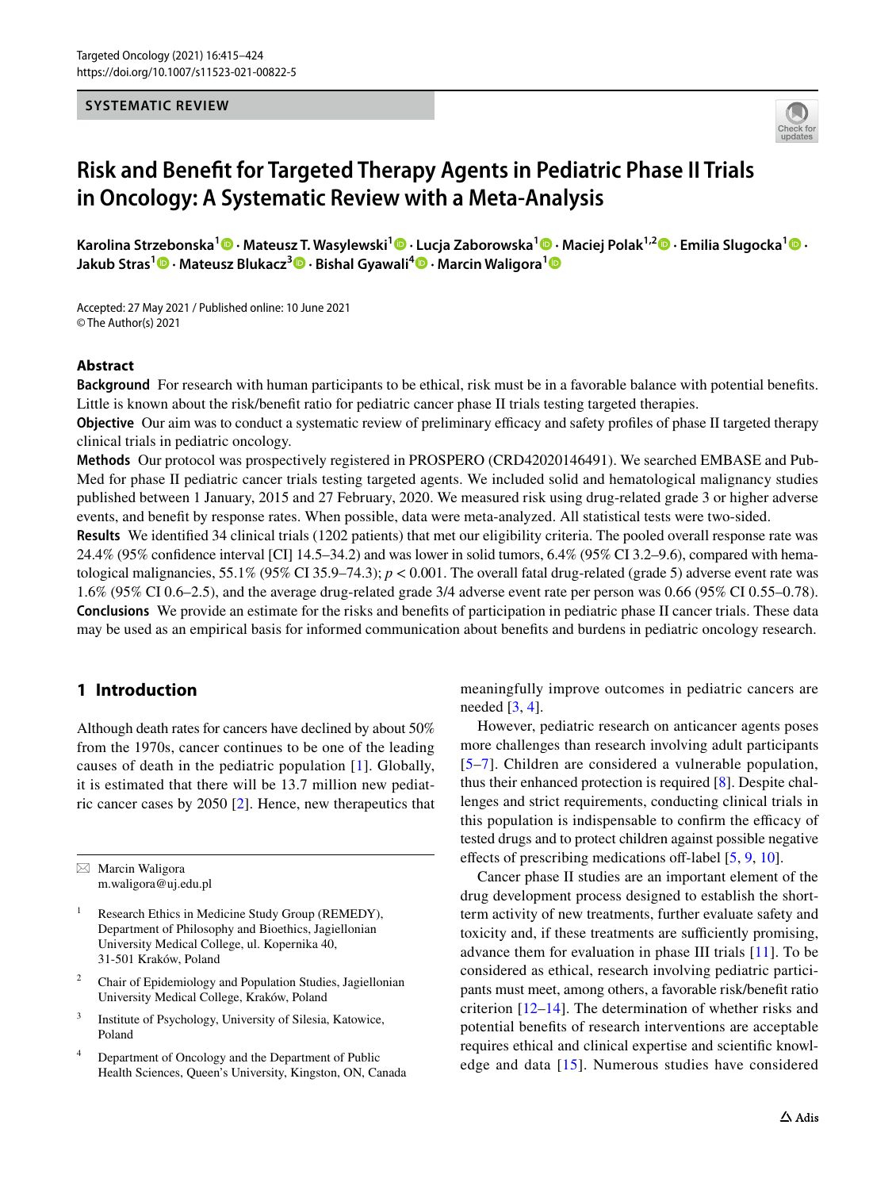SYSTEMATIC REVIEW

# Risk and Benefit for Targeted Therapy Agents in Pediatric Phase II Trials in Oncology: A Systematic Review with a Meta-Analysis

**Karolina Strzebonska[1] · Mateusz T. Wasylewski[1] · Lucja Zaborowska[1] · Maciej Polak[1,2] · Emilia Slugocka[1] · Jakub Stras[1] · Mateusz Blukacz[3] · Bishal Gyawali[4] · Marcin Waligora[1]**

Accepted: 27 May 2021 / Published online: 10 June 2021
© The Author(s) 2021

## Abstract

**Background** For research with human participants to be ethical, risk must be in a favorable balance with potential benefits. Little is known about the risk/benefit ratio for pediatric cancer phase II trials testing targeted therapies.

**Objective** Our aim was to conduct a systematic review of preliminary efficacy and safety profiles of phase II targeted therapy clinical trials in pediatric oncology.

**Methods** Our protocol was prospectively registered in PROSPERO (CRD42020146491). We searched EMBASE and PubMed for phase II pediatric cancer trials testing targeted agents. We included solid and hematological malignancy studies published between 1 January, 2015 and 27 February, 2020. We measured risk using drug-related grade 3 or higher adverse events, and benefit by response rates. When possible, data were meta-analyzed. All statistical tests were two-sided.

**Results** We identified 34 clinical trials (1202 patients) that met our eligibility criteria. The pooled overall response rate was 24.4% (95% confidence interval [CI] 14.5–34.2) and was lower in solid tumors, 6.4% (95% CI 3.2–9.6), compared with hematological malignancies, 55.1% (95% CI 35.9–74.3); $p < 0.001$. The overall fatal drug-related (grade 5) adverse event rate was 1.6% (95% CI 0.6–2.5), and the average drug-related grade 3/4 adverse event rate per person was 0.66 (95% CI 0.55–0.78).

**Conclusions** We provide an estimate for the risks and benefits of participation in pediatric phase II cancer trials. These data may be used as an empirical basis for informed communication about benefits and burdens in pediatric oncology research.

## 1 Introduction

Although death rates for cancers have declined by about 50% from the 1970s, cancer continues to be one of the leading causes of death in the pediatric population [1]. Globally, it is estimated that there will be 13.7 million new pediatric cancer cases by 2050 [2]. Hence, new therapeutics that meaningfully improve outcomes in pediatric cancers are needed [3, 4].

However, pediatric research on anticancer agents poses more challenges than research involving adult participants [5–7]. Children are considered a vulnerable population, thus their enhanced protection is required [8]. Despite challenges and strict requirements, conducting clinical trials in this population is indispensable to confirm the efficacy of tested drugs and to protect children against possible negative effects of prescribing medications off-label [5, 9, 10].

Cancer phase II studies are an important element of the drug development process designed to establish the short-term activity of new treatments, further evaluate safety and toxicity and, if these treatments are sufficiently promising, advance them for evaluation in phase III trials [11]. To be considered as ethical, research involving pediatric participants must meet, among others, a favorable risk/benefit ratio criterion [12–14]. The determination of whether risks and potential benefits of research interventions are acceptable requires ethical and clinical expertise and scientific knowledge and data [15]. Numerous studies have considered

---

✉ Marcin Waligora
m.waligora@uj.edu.pl

1 Research Ethics in Medicine Study Group (REMEDY), Department of Philosophy and Bioethics, Jagiellonian University Medical College, ul. Kopernika 40, 31-501 Kraków, Poland

2 Chair of Epidemiology and Population Studies, Jagiellonian University Medical College, Kraków, Poland

3 Institute of Psychology, University of Silesia, Katowice, Poland

4 Department of Oncology and the Department of Public Health Sciences, Queen's University, Kingston, ON, Canada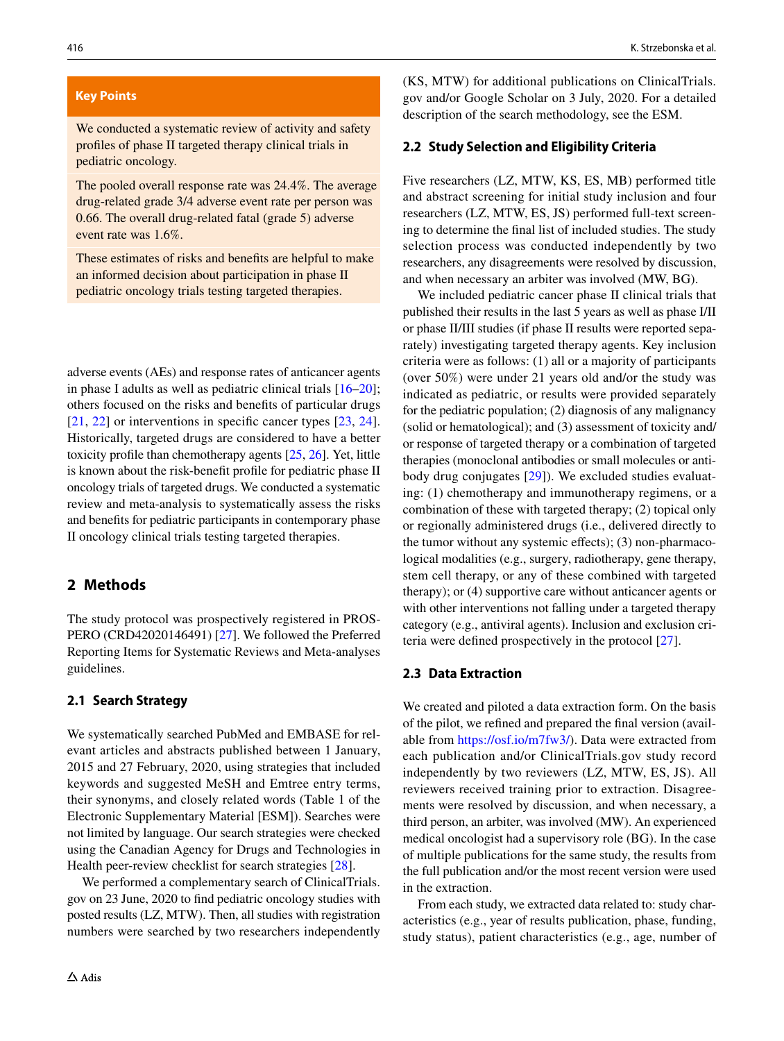**Key Points**

We conducted a systematic review of activity and safety profiles of phase II targeted therapy clinical trials in pediatric oncology.

The pooled overall response rate was 24.4%. The average drug-related grade 3/4 adverse event rate per person was 0.66. The overall drug-related fatal (grade 5) adverse event rate was 1.6%.

These estimates of risks and benefits are helpful to make an informed decision about participation in phase II pediatric oncology trials testing targeted therapies.

adverse events (AEs) and response rates of anticancer agents in phase I adults as well as pediatric clinical trials [16–20]; others focused on the risks and benefits of particular drugs [21, 22] or interventions in specific cancer types [23, 24]. Historically, targeted drugs are considered to have a better toxicity profile than chemotherapy agents [25, 26]. Yet, little is known about the risk-benefit profile for pediatric phase II oncology trials of targeted drugs. We conducted a systematic review and meta-analysis to systematically assess the risks and benefits for pediatric participants in contemporary phase II oncology clinical trials testing targeted therapies.

## 2 Methods

The study protocol was prospectively registered in PROSPERO (CRD42020146491) [27]. We followed the Preferred Reporting Items for Systematic Reviews and Meta-analyses guidelines.

### 2.1 Search Strategy

We systematically searched PubMed and EMBASE for relevant articles and abstracts published between 1 January, 2015 and 27 February, 2020, using strategies that included keywords and suggested MeSH and Emtree entry terms, their synonyms, and closely related words (Table 1 of the Electronic Supplementary Material [ESM]). Searches were not limited by language. Our search strategies were checked using the Canadian Agency for Drugs and Technologies in Health peer-review checklist for search strategies [28].

We performed a complementary search of ClinicalTrials.gov on 23 June, 2020 to find pediatric oncology studies with posted results (LZ, MTW). Then, all studies with registration numbers were searched by two researchers independently (KS, MTW) for additional publications on ClinicalTrials.gov and/or Google Scholar on 3 July, 2020. For a detailed description of the search methodology, see the ESM.

### 2.2 Study Selection and Eligibility Criteria

Five researchers (LZ, MTW, KS, ES, MB) performed title and abstract screening for initial study inclusion and four researchers (LZ, MTW, ES, JS) performed full-text screening to determine the final list of included studies. The study selection process was conducted independently by two researchers, any disagreements were resolved by discussion, and when necessary an arbiter was involved (MW, BG).

We included pediatric cancer phase II clinical trials that published their results in the last 5 years as well as phase I/II or phase II/III studies (if phase II results were reported separately) investigating targeted therapy agents. Key inclusion criteria were as follows: (1) all or a majority of participants (over 50%) were under 21 years old and/or the study was indicated as pediatric, or results were provided separately for the pediatric population; (2) diagnosis of any malignancy (solid or hematological); and (3) assessment of toxicity and/or response of targeted therapy or a combination of targeted therapies (monoclonal antibodies or small molecules or antibody drug conjugates [29]). We excluded studies evaluating: (1) chemotherapy and immunotherapy regimens, or a combination of these with targeted therapy; (2) topical only or regionally administered drugs (i.e., delivered directly to the tumor without any systemic effects); (3) non-pharmacological modalities (e.g., surgery, radiotherapy, gene therapy, stem cell therapy, or any of these combined with targeted therapy); or (4) supportive care without anticancer agents or with other interventions not falling under a targeted therapy category (e.g., antiviral agents). Inclusion and exclusion criteria were defined prospectively in the protocol [27].

### 2.3 Data Extraction

We created and piloted a data extraction form. On the basis of the pilot, we refined and prepared the final version (available from https://osf.io/m7fw3/). Data were extracted from each publication and/or ClinicalTrials.gov study record independently by two reviewers (LZ, MTW, ES, JS). All reviewers received training prior to extraction. Disagreements were resolved by discussion, and when necessary, a third person, an arbiter, was involved (MW). An experienced medical oncologist had a supervisory role (BG). In the case of multiple publications for the same study, the results from the full publication and/or the most recent version were used in the extraction.

From each study, we extracted data related to: study characteristics (e.g., year of results publication, phase, funding, study status), patient characteristics (e.g., age, number of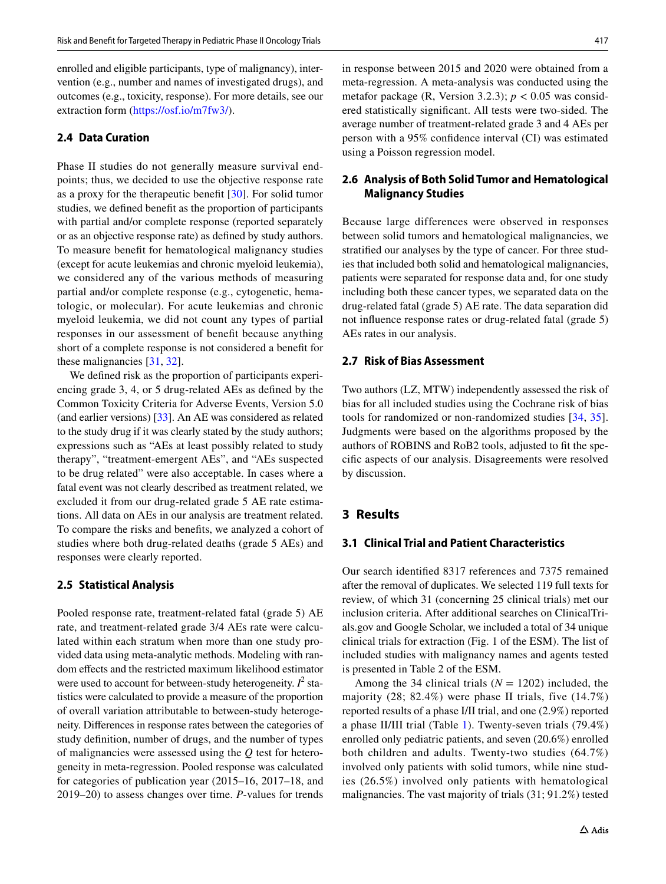enrolled and eligible participants, type of malignancy), intervention (e.g., number and names of investigated drugs), and outcomes (e.g., toxicity, response). For more details, see our extraction form (https://osf.io/m7fw3/).

### 2.4 Data Curation

Phase II studies do not generally measure survival endpoints; thus, we decided to use the objective response rate as a proxy for the therapeutic benefit [30]. For solid tumor studies, we defined benefit as the proportion of participants with partial and/or complete response (reported separately or as an objective response rate) as defined by study authors. To measure benefit for hematological malignancy studies (except for acute leukemias and chronic myeloid leukemia), we considered any of the various methods of measuring partial and/or complete response (e.g., cytogenetic, hematologic, or molecular). For acute leukemias and chronic myeloid leukemia, we did not count any types of partial responses in our assessment of benefit because anything short of a complete response is not considered a benefit for these malignancies [31, 32].

We defined risk as the proportion of participants experiencing grade 3, 4, or 5 drug-related AEs as defined by the Common Toxicity Criteria for Adverse Events, Version 5.0 (and earlier versions) [33]. An AE was considered as related to the study drug if it was clearly stated by the study authors; expressions such as "AEs at least possibly related to study therapy", "treatment-emergent AEs", and "AEs suspected to be drug related" were also acceptable. In cases where a fatal event was not clearly described as treatment related, we excluded it from our drug-related grade 5 AE rate estimations. All data on AEs in our analysis are treatment related. To compare the risks and benefits, we analyzed a cohort of studies where both drug-related deaths (grade 5 AEs) and responses were clearly reported.

### 2.5 Statistical Analysis

Pooled response rate, treatment-related fatal (grade 5) AE rate, and treatment-related grade 3/4 AEs rate were calculated within each stratum when more than one study provided data using meta-analytic methods. Modeling with random effects and the restricted maximum likelihood estimator were used to account for between-study heterogeneity. $I^2$ statistics were calculated to provide a measure of the proportion of overall variation attributable to between-study heterogeneity. Differences in response rates between the categories of study definition, number of drugs, and the number of types of malignancies were assessed using the $Q$ test for heterogeneity in meta-regression. Pooled response was calculated for categories of publication year (2015–16, 2017–18, and 2019–20) to assess changes over time. $P$-values for trends in response between 2015 and 2020 were obtained from a meta-regression. A meta-analysis was conducted using the metafor package (R, Version 3.2.3); $p < 0.05$ was considered statistically significant. All tests were two-sided. The average number of treatment-related grade 3 and 4 AEs per person with a 95% confidence interval (CI) was estimated using a Poisson regression model.

### 2.6 Analysis of Both Solid Tumor and Hematological Malignancy Studies

Because large differences were observed in responses between solid tumors and hematological malignancies, we stratified our analyses by the type of cancer. For three studies that included both solid and hematological malignancies, patients were separated for response data and, for one study including both these cancer types, we separated data on the drug-related fatal (grade 5) AE rate. The data separation did not influence response rates or drug-related fatal (grade 5) AEs rates in our analysis.

### 2.7 Risk of Bias Assessment

Two authors (LZ, MTW) independently assessed the risk of bias for all included studies using the Cochrane risk of bias tools for randomized or non-randomized studies [34, 35]. Judgments were based on the algorithms proposed by the authors of ROBINS and RoB2 tools, adjusted to fit the specific aspects of our analysis. Disagreements were resolved by discussion.

## 3 Results

### 3.1 Clinical Trial and Patient Characteristics

Our search identified 8317 references and 7375 remained after the removal of duplicates. We selected 119 full texts for review, of which 31 (concerning 25 clinical trials) met our inclusion criteria. After additional searches on ClinicalTrials.gov and Google Scholar, we included a total of 34 unique clinical trials for extraction (Fig. 1 of the ESM). The list of included studies with malignancy names and agents tested is presented in Table 2 of the ESM.

Among the 34 clinical trials ($N$ = 1202) included, the majority (28; 82.4%) were phase II trials, five (14.7%) reported results of a phase I/II trial, and one (2.9%) reported a phase II/III trial (Table 1). Twenty-seven trials (79.4%) enrolled only pediatric patients, and seven (20.6%) enrolled both children and adults. Twenty-two studies (64.7%) involved only patients with solid tumors, while nine studies (26.5%) involved only patients with hematological malignancies. The vast majority of trials (31; 91.2%) tested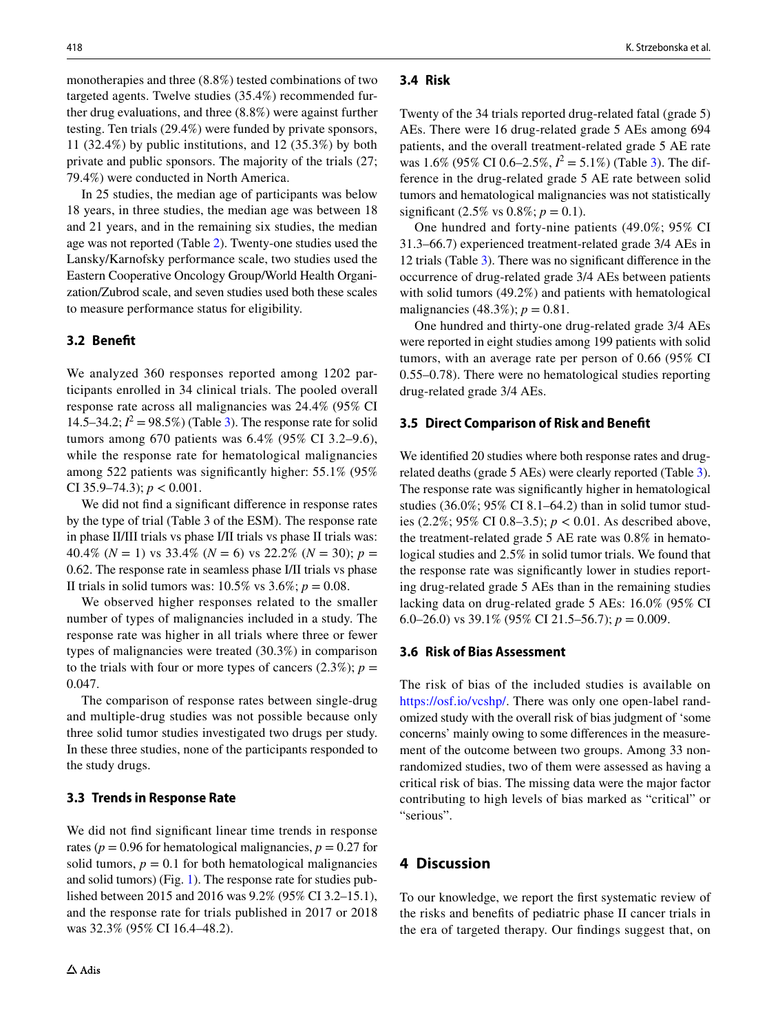monotherapies and three (8.8%) tested combinations of two targeted agents. Twelve studies (35.4%) recommended further drug evaluations, and three (8.8%) were against further testing. Ten trials (29.4%) were funded by private sponsors, 11 (32.4%) by public institutions, and 12 (35.3%) by both private and public sponsors. The majority of the trials (27; 79.4%) were conducted in North America.

In 25 studies, the median age of participants was below 18 years, in three studies, the median age was between 18 and 21 years, and in the remaining six studies, the median age was not reported (Table 2). Twenty-one studies used the Lansky/Karnofsky performance scale, two studies used the Eastern Cooperative Oncology Group/World Health Organization/Zubrod scale, and seven studies used both these scales to measure performance status for eligibility.

### 3.2 Benefit

We analyzed 360 responses reported among 1202 participants enrolled in 34 clinical trials. The pooled overall response rate across all malignancies was 24.4% (95% CI 14.5–34.2; $I^2 = 98.5\%$) (Table 3). The response rate for solid tumors among 670 patients was 6.4% (95% CI 3.2–9.6), while the response rate for hematological malignancies among 522 patients was significantly higher: 55.1% (95% CI 35.9–74.3); $p < 0.001$.

We did not find a significant difference in response rates by the type of trial (Table 3 of the ESM). The response rate in phase II/III trials vs phase I/II trials vs phase II trials was: 40.4% ($N = 1$) vs 33.4% ($N = 6$) vs 22.2% ($N = 30$); $p = 0.62$. The response rate in seamless phase I/II trials vs phase II trials in solid tumors was: 10.5% vs 3.6%; $p = 0.08$.

We observed higher responses related to the smaller number of types of malignancies included in a study. The response rate was higher in all trials where three or fewer types of malignancies were treated (30.3%) in comparison to the trials with four or more types of cancers (2.3%); $p = 0.047$.

The comparison of response rates between single-drug and multiple-drug studies was not possible because only three solid tumor studies investigated two drugs per study. In these three studies, none of the participants responded to the study drugs.

### 3.3 Trends in Response Rate

We did not find significant linear time trends in response rates ($p = 0.96$ for hematological malignancies, $p = 0.27$ for solid tumors, $p = 0.1$ for both hematological malignancies and solid tumors) (Fig. 1). The response rate for studies published between 2015 and 2016 was 9.2% (95% CI 3.2–15.1), and the response rate for trials published in 2017 or 2018 was 32.3% (95% CI 16.4–48.2).

### 3.4 Risk

Twenty of the 34 trials reported drug-related fatal (grade 5) AEs. There were 16 drug-related grade 5 AEs among 694 patients, and the overall treatment-related grade 5 AE rate was 1.6% (95% CI 0.6–2.5%, $I^2 = 5.1\%$) (Table 3). The difference in the drug-related grade 5 AE rate between solid tumors and hematological malignancies was not statistically significant (2.5% vs 0.8%; $p = 0.1$).

One hundred and forty-nine patients (49.0%; 95% CI 31.3–66.7) experienced treatment-related grade 3/4 AEs in 12 trials (Table 3). There was no significant difference in the occurrence of drug-related grade 3/4 AEs between patients with solid tumors (49.2%) and patients with hematological malignancies (48.3%); $p = 0.81$.

One hundred and thirty-one drug-related grade 3/4 AEs were reported in eight studies among 199 patients with solid tumors, with an average rate per person of 0.66 (95% CI 0.55–0.78). There were no hematological studies reporting drug-related grade 3/4 AEs.

### 3.5 Direct Comparison of Risk and Benefit

We identified 20 studies where both response rates and drug-related deaths (grade 5 AEs) were clearly reported (Table 3). The response rate was significantly higher in hematological studies (36.0%; 95% CI 8.1–64.2) than in solid tumor studies (2.2%; 95% CI 0.8–3.5); $p < 0.01$. As described above, the treatment-related grade 5 AE rate was 0.8% in hematological studies and 2.5% in solid tumor trials. We found that the response rate was significantly lower in studies reporting drug-related grade 5 AEs than in the remaining studies lacking data on drug-related grade 5 AEs: 16.0% (95% CI 6.0–26.0) vs 39.1% (95% CI 21.5–56.7); $p = 0.009$.

### 3.6 Risk of Bias Assessment

The risk of bias of the included studies is available on https://osf.io/vcshp/. There was only one open-label randomized study with the overall risk of bias judgment of 'some concerns' mainly owing to some differences in the measurement of the outcome between two groups. Among 33 non-randomized studies, two of them were assessed as having a critical risk of bias. The missing data were the major factor contributing to high levels of bias marked as "critical" or "serious".

## 4 Discussion

To our knowledge, we report the first systematic review of the risks and benefits of pediatric phase II cancer trials in the era of targeted therapy. Our findings suggest that, on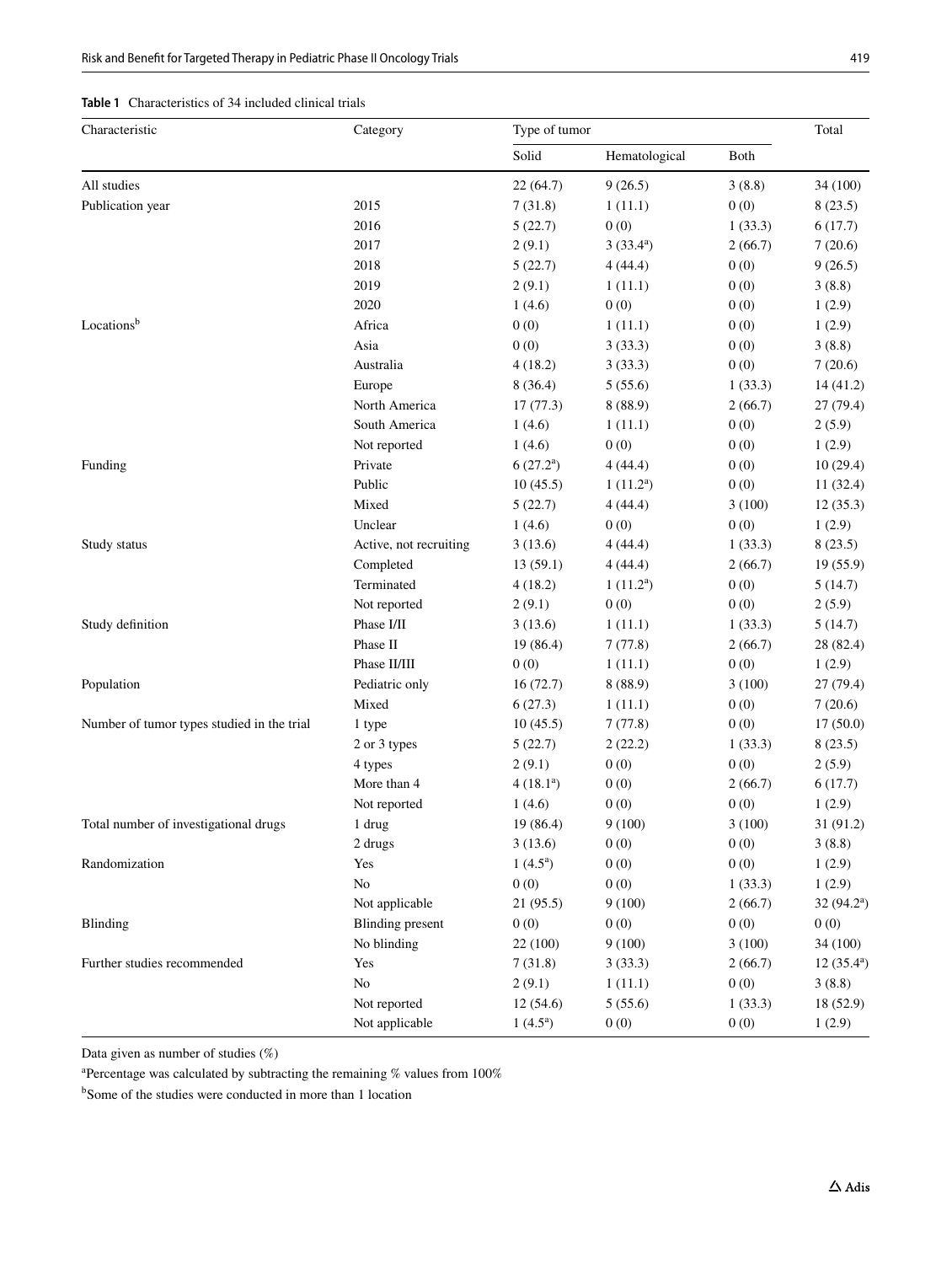**Table 1** Characteristics of 34 included clinical trials

| Characteristic | Category | Type of tumor | | | Total |
|---|---|---|---|---|---|
| | | Solid | Hematological | Both | |
| All studies | | 22 (64.7) | 9 (26.5) | 3 (8.8) | 34 (100) |
| Publication year | 2015 | 7 (31.8) | 1 (11.1) | 0 (0) | 8 (23.5) |
| | 2016 | 5 (22.7) | 0 (0) | 1 (33.3) | 6 (17.7) |
| | 2017 | 2 (9.1) | 3 (33.4[a]) | 2 (66.7) | 7 (20.6) |
| | 2018 | 5 (22.7) | 4 (44.4) | 0 (0) | 9 (26.5) |
| | 2019 | 2 (9.1) | 1 (11.1) | 0 (0) | 3 (8.8) |
| | 2020 | 1 (4.6) | 0 (0) | 0 (0) | 1 (2.9) |
| Locations[b] | Africa | 0 (0) | 1 (11.1) | 0 (0) | 1 (2.9) |
| | Asia | 0 (0) | 3 (33.3) | 0 (0) | 3 (8.8) |
| | Australia | 4 (18.2) | 3 (33.3) | 0 (0) | 7 (20.6) |
| | Europe | 8 (36.4) | 5 (55.6) | 1 (33.3) | 14 (41.2) |
| | North America | 17 (77.3) | 8 (88.9) | 2 (66.7) | 27 (79.4) |
| | South America | 1 (4.6) | 1 (11.1) | 0 (0) | 2 (5.9) |
| | Not reported | 1 (4.6) | 0 (0) | 0 (0) | 1 (2.9) |
| Funding | Private | 6 (27.2[a]) | 4 (44.4) | 0 (0) | 10 (29.4) |
| | Public | 10 (45.5) | 1 (11.2[a]) | 0 (0) | 11 (32.4) |
| | Mixed | 5 (22.7) | 4 (44.4) | 3 (100) | 12 (35.3) |
| | Unclear | 1 (4.6) | 0 (0) | 0 (0) | 1 (2.9) |
| Study status | Active, not recruiting | 3 (13.6) | 4 (44.4) | 1 (33.3) | 8 (23.5) |
| | Completed | 13 (59.1) | 4 (44.4) | 2 (66.7) | 19 (55.9) |
| | Terminated | 4 (18.2) | 1 (11.2[a]) | 0 (0) | 5 (14.7) |
| | Not reported | 2 (9.1) | 0 (0) | 0 (0) | 2 (5.9) |
| Study definition | Phase I/II | 3 (13.6) | 1 (11.1) | 1 (33.3) | 5 (14.7) |
| | Phase II | 19 (86.4) | 7 (77.8) | 2 (66.7) | 28 (82.4) |
| | Phase II/III | 0 (0) | 1 (11.1) | 0 (0) | 1 (2.9) |
| Population | Pediatric only | 16 (72.7) | 8 (88.9) | 3 (100) | 27 (79.4) |
| | Mixed | 6 (27.3) | 1 (11.1) | 0 (0) | 7 (20.6) |
| Number of tumor types studied in the trial | 1 type | 10 (45.5) | 7 (77.8) | 0 (0) | 17 (50.0) |
| | 2 or 3 types | 5 (22.7) | 2 (22.2) | 1 (33.3) | 8 (23.5) |
| | 4 types | 2 (9.1) | 0 (0) | 0 (0) | 2 (5.9) |
| | More than 4 | 4 (18.1[a]) | 0 (0) | 2 (66.7) | 6 (17.7) |
| | Not reported | 1 (4.6) | 0 (0) | 0 (0) | 1 (2.9) |
| Total number of investigational drugs | 1 drug | 19 (86.4) | 9 (100) | 3 (100) | 31 (91.2) |
| | 2 drugs | 3 (13.6) | 0 (0) | 0 (0) | 3 (8.8) |
| Randomization | Yes | 1 (4.5[a]) | 0 (0) | 0 (0) | 1 (2.9) |
| | No | 0 (0) | 0 (0) | 1 (33.3) | 1 (2.9) |
| | Not applicable | 21 (95.5) | 9 (100) | 2 (66.7) | 32 (94.2[a]) |
| Blinding | Blinding present | 0 (0) | 0 (0) | 0 (0) | 0 (0) |
| | No blinding | 22 (100) | 9 (100) | 3 (100) | 34 (100) |
| Further studies recommended | Yes | 7 (31.8) | 3 (33.3) | 2 (66.7) | 12 (35.4[a]) |
| | No | 2 (9.1) | 1 (11.1) | 0 (0) | 3 (8.8) |
| | Not reported | 12 (54.6) | 5 (55.6) | 1 (33.3) | 18 (52.9) |
| | Not applicable | 1 (4.5[a]) | 0 (0) | 0 (0) | 1 (2.9) |

Data given as number of studies (%)

[a]Percentage was calculated by subtracting the remaining % values from 100%

[b]Some of the studies were conducted in more than 1 location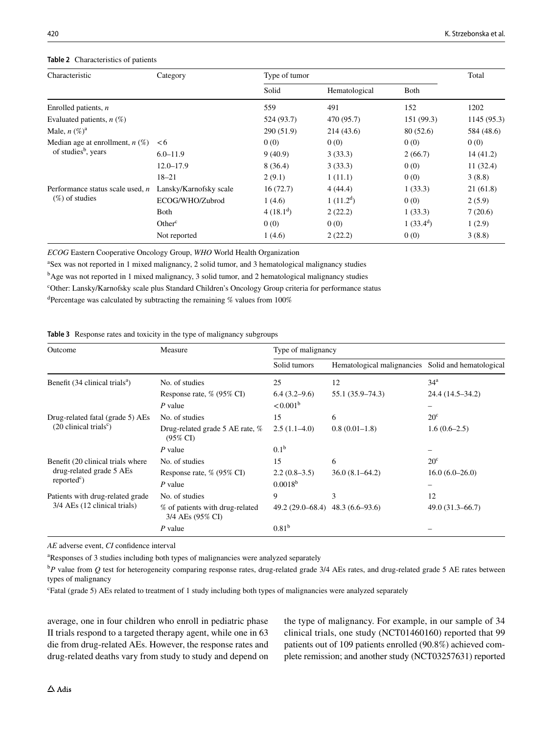**Table 2** Characteristics of patients

| Characteristic | Category | Type of tumor | | | Total |
|---|---|---|---|---|---|
| | | Solid | Hematological | Both | |
| Enrolled patients, *n* | | 559 | 491 | 152 | 1202 |
| Evaluated patients, *n* (%) | | 524 (93.7) | 470 (95.7) | 151 (99.3) | 1145 (95.3) |
| Male, *n* (%)[a] | | 290 (51.9) | 214 (43.6) | 80 (52.6) | 584 (48.6) |
| Median age at enrollment, *n* (%) of studies[b], years | < 6 | 0 (0) | 0 (0) | 0 (0) | 0 (0) |
| | 6.0–11.9 | 9 (40.9) | 3 (33.3) | 2 (66.7) | 14 (41.2) |
| | 12.0–17.9 | 8 (36.4) | 3 (33.3) | 0 (0) | 11 (32.4) |
| | 18–21 | 2 (9.1) | 1 (11.1) | 0 (0) | 3 (8.8) |
| Performance status scale used, *n* (%) of studies | Lansky/Karnofsky scale | 16 (72.7) | 4 (44.4) | 1 (33.3) | 21 (61.8) |
| | ECOG/WHO/Zubrod | 1 (4.6) | 1 (11.2[d]) | 0 (0) | 2 (5.9) |
| | Both | 4 (18.1[d]) | 2 (22.2) | 1 (33.3) | 7 (20.6) |
| | Other[c] | 0 (0) | 0 (0) | 1 (33.4[d]) | 1 (2.9) |
| | Not reported | 1 (4.6) | 2 (22.2) | 0 (0) | 3 (8.8) |

*ECOG* Eastern Cooperative Oncology Group, *WHO* World Health Organization

[a]Sex was not reported in 1 mixed malignancy, 2 solid tumor, and 3 hematological malignancy studies

[b]Age was not reported in 1 mixed malignancy, 3 solid tumor, and 2 hematological malignancy studies

[c]Other: Lansky/Karnofsky scale plus Standard Children's Oncology Group criteria for performance status

[d]Percentage was calculated by subtracting the remaining % values from 100%

**Table 3** Response rates and toxicity in the type of malignancy subgroups

| Outcome | Measure | Type of malignancy | | |
|---|---|---|---|---|
| | | Solid tumors | Hematological malignancies | Solid and hematological |
| Benefit (34 clinical trials[a]) | No. of studies | 25 | 12 | 34[a] |
| | Response rate, % (95% CI) | 6.4 (3.2–9.6) | 55.1 (35.9–74.3) | 24.4 (14.5–34.2) |
| | *P* value | < 0.001[b] | | – |
| Drug-related fatal (grade 5) AEs (20 clinical trials[c]) | No. of studies | 15 | 6 | 20[c] |
| | Drug-related grade 5 AE rate, % (95% CI) | 2.5 (1.1–4.0) | 0.8 (0.01–1.8) | 1.6 (0.6–2.5) |
| | *P* value | 0.1[b] | | – |
| Benefit (20 clinical trials where drug-related grade 5 AEs reported[c]) | No. of studies | 15 | 6 | 20[c] |
| | Response rate, % (95% CI) | 2.2 (0.8–3.5) | 36.0 (8.1–64.2) | 16.0 (6.0–26.0) |
| | *P* value | 0.0018[b] | | – |
| Patients with drug-related grade 3/4 AEs (12 clinical trials) | No. of studies | 9 | 3 | 12 |
| | % of patients with drug-related 3/4 AEs (95% CI) | 49.2 (29.0–68.4) | 48.3 (6.6–93.6) | 49.0 (31.3–66.7) |
| | *P* value | 0.81[b] | | – |

*AE* adverse event, *CI* confidence interval

[a]Responses of 3 studies including both types of malignancies were analyzed separately

[b]*P* value from *Q* test for heterogeneity comparing response rates, drug-related grade 3/4 AEs rates, and drug-related grade 5 AE rates between types of malignancy

[c]Fatal (grade 5) AEs related to treatment of 1 study including both types of malignancies were analyzed separately

average, one in four children who enroll in pediatric phase II trials respond to a targeted therapy agent, while one in 63 die from drug-related AEs. However, the response rates and drug-related deaths vary from study to study and depend on the type of malignancy. For example, in our sample of 34 clinical trials, one study (NCT01460160) reported that 99 patients out of 109 patients enrolled (90.8%) achieved complete remission; and another study (NCT03257631) reported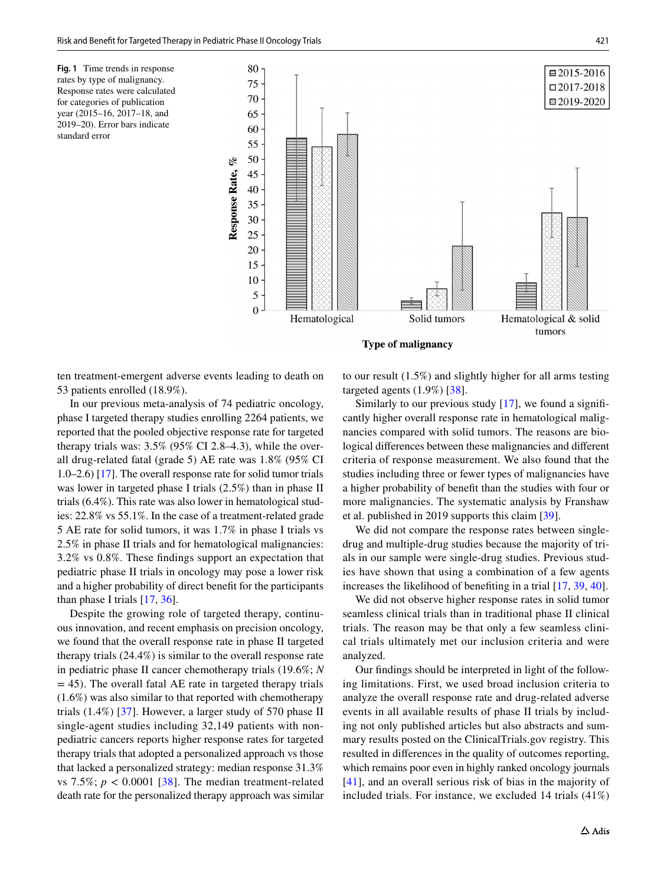**Fig. 1** Time trends in response rates by type of malignancy. Response rates were calculated for categories of publication year (2015–16, 2017–18, and 2019–20). Error bars indicate standard error

ten treatment-emergent adverse events leading to death on 53 patients enrolled (18.9%).

In our previous meta-analysis of 74 pediatric oncology, phase I targeted therapy studies enrolling 2264 patients, we reported that the pooled objective response rate for targeted therapy trials was: 3.5% (95% CI 2.8–4.3), while the overall drug-related fatal (grade 5) AE rate was 1.8% (95% CI 1.0–2.6) [17]. The overall response rate for solid tumor trials was lower in targeted phase I trials (2.5%) than in phase II trials (6.4%). This rate was also lower in hematological studies: 22.8% vs 55.1%. In the case of a treatment-related grade 5 AE rate for solid tumors, it was 1.7% in phase I trials vs 2.5% in phase II trials and for hematological malignancies: 3.2% vs 0.8%. These findings support an expectation that pediatric phase II trials in oncology may pose a lower risk and a higher probability of direct benefit for the participants than phase I trials [17, 36].

Despite the growing role of targeted therapy, continuous innovation, and recent emphasis on precision oncology, we found that the overall response rate in phase II targeted therapy trials (24.4%) is similar to the overall response rate in pediatric phase II cancer chemotherapy trials (19.6%; $N = 45$). The overall fatal AE rate in targeted therapy trials (1.6%) was also similar to that reported with chemotherapy trials (1.4%) [37]. However, a larger study of 570 phase II single-agent studies including 32,149 patients with non-pediatric cancers reports higher response rates for targeted therapy trials that adopted a personalized approach vs those that lacked a personalized strategy: median response 31.3% vs 7.5%; $p < 0.0001$ [38]. The median treatment-related death rate for the personalized therapy approach was similar to our result (1.5%) and slightly higher for all arms testing targeted agents (1.9%) [38].

Similarly to our previous study [17], we found a significantly higher overall response rate in hematological malignancies compared with solid tumors. The reasons are biological differences between these malignancies and different criteria of response measurement. We also found that the studies including three or fewer types of malignancies have a higher probability of benefit than the studies with four or more malignancies. The systematic analysis by Franshaw et al. published in 2019 supports this claim [39].

We did not compare the response rates between single-drug and multiple-drug studies because the majority of trials in our sample were single-drug studies. Previous studies have shown that using a combination of a few agents increases the likelihood of benefiting in a trial [17, 39, 40].

We did not observe higher response rates in solid tumor seamless clinical trials than in traditional phase II clinical trials. The reason may be that only a few seamless clinical trials ultimately met our inclusion criteria and were analyzed.

Our findings should be interpreted in light of the following limitations. First, we used broad inclusion criteria to analyze the overall response rate and drug-related adverse events in all available results of phase II trials by including not only published articles but also abstracts and summary results posted on the ClinicalTrials.gov registry. This resulted in differences in the quality of outcomes reporting, which remains poor even in highly ranked oncology journals [41], and an overall serious risk of bias in the majority of included trials. For instance, we excluded 14 trials (41%)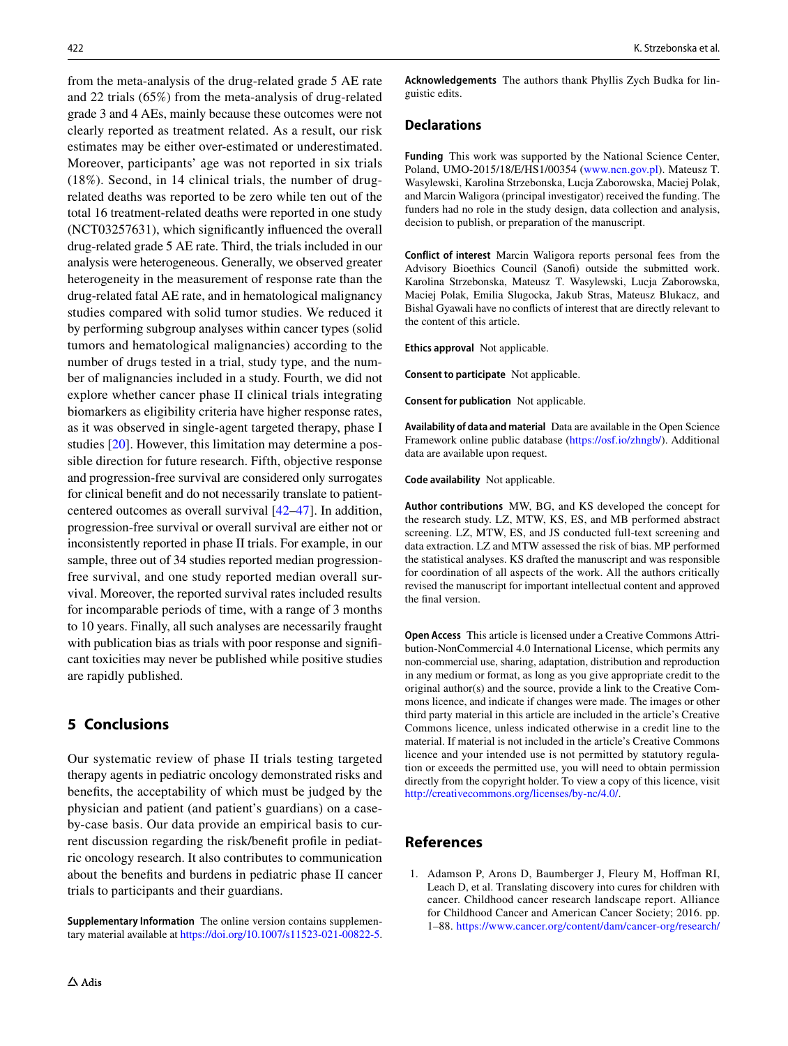from the meta-analysis of the drug-related grade 5 AE rate and 22 trials (65%) from the meta-analysis of drug-related grade 3 and 4 AEs, mainly because these outcomes were not clearly reported as treatment related. As a result, our risk estimates may be either over-estimated or underestimated. Moreover, participants' age was not reported in six trials (18%). Second, in 14 clinical trials, the number of drug-related deaths was reported to be zero while ten out of the total 16 treatment-related deaths were reported in one study (NCT03257631), which significantly influenced the overall drug-related grade 5 AE rate. Third, the trials included in our analysis were heterogeneous. Generally, we observed greater heterogeneity in the measurement of response rate than the drug-related fatal AE rate, and in hematological malignancy studies compared with solid tumor studies. We reduced it by performing subgroup analyses within cancer types (solid tumors and hematological malignancies) according to the number of drugs tested in a trial, study type, and the number of malignancies included in a study. Fourth, we did not explore whether cancer phase II clinical trials integrating biomarkers as eligibility criteria have higher response rates, as it was observed in single-agent targeted therapy, phase I studies [20]. However, this limitation may determine a possible direction for future research. Fifth, objective response and progression-free survival are considered only surrogates for clinical benefit and do not necessarily translate to patient-centered outcomes as overall survival [42–47]. In addition, progression-free survival or overall survival are either not or inconsistently reported in phase II trials. For example, in our sample, three out of 34 studies reported median progression-free survival, and one study reported median overall survival. Moreover, the reported survival rates included results for incomparable periods of time, with a range of 3 months to 10 years. Finally, all such analyses are necessarily fraught with publication bias as trials with poor response and significant toxicities may never be published while positive studies are rapidly published.

## 5 Conclusions

Our systematic review of phase II trials testing targeted therapy agents in pediatric oncology demonstrated risks and benefits, the acceptability of which must be judged by the physician and patient (and patient's guardians) on a case-by-case basis. Our data provide an empirical basis to current discussion regarding the risk/benefit profile in pediatric oncology research. It also contributes to communication about the benefits and burdens in pediatric phase II cancer trials to participants and their guardians.

**Supplementary Information** The online version contains supplementary material available at https://doi.org/10.1007/s11523-021-00822-5.

**Acknowledgements** The authors thank Phyllis Zych Budka for linguistic edits.

## Declarations

**Funding** This work was supported by the National Science Center, Poland, UMO-2015/18/E/HS1/00354 (www.ncn.gov.pl). Mateusz T. Wasylewski, Karolina Strzebonska, Lucja Zaborowska, Maciej Polak, and Marcin Waligora (principal investigator) received the funding. The funders had no role in the study design, data collection and analysis, decision to publish, or preparation of the manuscript.

**Conflict of interest** Marcin Waligora reports personal fees from the Advisory Bioethics Council (Sanofi) outside the submitted work. Karolina Strzebonska, Mateusz T. Wasylewski, Lucja Zaborowska, Maciej Polak, Emilia Slugocka, Jakub Stras, Mateusz Blukacz, and Bishal Gyawali have no conflicts of interest that are directly relevant to the content of this article.

**Ethics approval** Not applicable.

**Consent to participate** Not applicable.

**Consent for publication** Not applicable.

**Availability of data and material** Data are available in the Open Science Framework online public database (https://osf.io/zhngb/). Additional data are available upon request.

**Code availability** Not applicable.

**Author contributions** MW, BG, and KS developed the concept for the research study. LZ, MTW, KS, ES, and MB performed abstract screening. LZ, MTW, ES, and JS conducted full-text screening and data extraction. LZ and MTW assessed the risk of bias. MP performed the statistical analyses. KS drafted the manuscript and was responsible for coordination of all aspects of the work. All the authors critically revised the manuscript for important intellectual content and approved the final version.

**Open Access** This article is licensed under a Creative Commons Attribution-NonCommercial 4.0 International License, which permits any non-commercial use, sharing, adaptation, distribution and reproduction in any medium or format, as long as you give appropriate credit to the original author(s) and the source, provide a link to the Creative Commons licence, and indicate if changes were made. The images or other third party material in this article are included in the article's Creative Commons licence, unless indicated otherwise in a credit line to the material. If material is not included in the article's Creative Commons licence and your intended use is not permitted by statutory regulation or exceeds the permitted use, you will need to obtain permission directly from the copyright holder. To view a copy of this licence, visit http://creativecommons.org/licenses/by-nc/4.0/.

## References

1. Adamson P, Arons D, Baumberger J, Fleury M, Hoffman RI, Leach D, et al. Translating discovery into cures for children with cancer. Childhood cancer research landscape report. Alliance for Childhood Cancer and American Cancer Society; 2016. pp. 1–88. https://www.cancer.org/content/dam/cancer-org/research/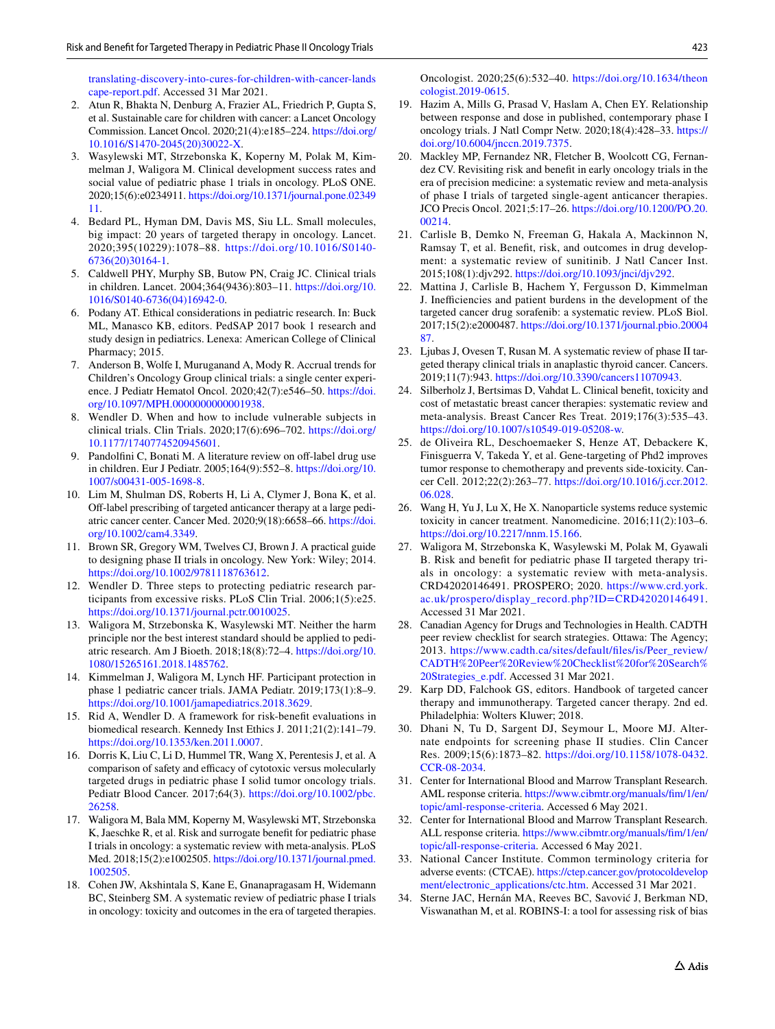translating-discovery-into-cures-for-children-with-cancer-landscape-report.pdf. Accessed 31 Mar 2021.

2. Atun R, Bhakta N, Denburg A, Frazier AL, Friedrich P, Gupta S, et al. Sustainable care for children with cancer: a Lancet Oncology Commission. Lancet Oncol. 2020;21(4):e185–224. https://doi.org/10.1016/S1470-2045(20)30022-X.
3. Wasylewski MT, Strzebonska K, Koperny M, Polak M, Kimmelman J, Waligora M. Clinical development success rates and social value of pediatric phase 1 trials in oncology. PLoS ONE. 2020;15(6):e0234911. https://doi.org/10.1371/journal.pone.0234911.
4. Bedard PL, Hyman DM, Davis MS, Siu LL. Small molecules, big impact: 20 years of targeted therapy in oncology. Lancet. 2020;395(10229):1078–88. https://doi.org/10.1016/S0140-6736(20)30164-1.
5. Caldwell PHY, Murphy SB, Butow PN, Craig JC. Clinical trials in children. Lancet. 2004;364(9436):803–11. https://doi.org/10.1016/S0140-6736(04)16942-0.
6. Podany AT. Ethical considerations in pediatric research. In: Buck ML, Manasco KB, editors. PedSAP 2017 book 1 research and study design in pediatrics. Lenexa: American College of Clinical Pharmacy; 2015.
7. Anderson B, Wolfe I, Muruganand A, Mody R. Accrual trends for Children's Oncology Group clinical trials: a single center experience. J Pediatr Hematol Oncol. 2020;42(7):e546–50. https://doi.org/10.1097/MPH.0000000000001938.
8. Wendler D. When and how to include vulnerable subjects in clinical trials. Clin Trials. 2020;17(6):696–702. https://doi.org/10.1177/1740774520945601.
9. Pandolfini C, Bonati M. A literature review on off-label drug use in children. Eur J Pediatr. 2005;164(9):552–8. https://doi.org/10.1007/s00431-005-1698-8.
10. Lim M, Shulman DS, Roberts H, Li A, Clymer J, Bona K, et al. Off-label prescribing of targeted anticancer therapy at a large pediatric cancer center. Cancer Med. 2020;9(18):6658–66. https://doi.org/10.1002/cam4.3349.
11. Brown SR, Gregory WM, Twelves CJ, Brown J. A practical guide to designing phase II trials in oncology. New York: Wiley; 2014. https://doi.org/10.1002/9781118763612.
12. Wendler D. Three steps to protecting pediatric research participants from excessive risks. PLoS Clin Trial. 2006;1(5):e25. https://doi.org/10.1371/journal.pctr.0010025.
13. Waligora M, Strzebonska K, Wasylewski MT. Neither the harm principle nor the best interest standard should be applied to pediatric research. Am J Bioeth. 2018;18(8):72–4. https://doi.org/10.1080/15265161.2018.1485762.
14. Kimmelman J, Waligora M, Lynch HF. Participant protection in phase 1 pediatric cancer trials. JAMA Pediatr. 2019;173(1):8–9. https://doi.org/10.1001/jamapediatrics.2018.3629.
15. Rid A, Wendler D. A framework for risk-benefit evaluations in biomedical research. Kennedy Inst Ethics J. 2011;21(2):141–79. https://doi.org/10.1353/ken.2011.0007.
16. Dorris K, Liu C, Li D, Hummel TR, Wang X, Perentesis J, et al. A comparison of safety and efficacy of cytotoxic versus molecularly targeted drugs in pediatric phase I solid tumor oncology trials. Pediatr Blood Cancer. 2017;64(3). https://doi.org/10.1002/pbc.26258.
17. Waligora M, Bala MM, Koperny M, Wasylewski MT, Strzebonska K, Jaeschke R, et al. Risk and surrogate benefit for pediatric phase I trials in oncology: a systematic review with meta-analysis. PLoS Med. 2018;15(2):e1002505. https://doi.org/10.1371/journal.pmed.1002505.
18. Cohen JW, Akshintala S, Kane E, Gnanapragasam H, Widemann BC, Steinberg SM. A systematic review of pediatric phase I trials in oncology: toxicity and outcomes in the era of targeted therapies. Oncologist. 2020;25(6):532–40. https://doi.org/10.1634/theoncologist.2019-0615.
19. Hazim A, Mills G, Prasad V, Haslam A, Chen EY. Relationship between response and dose in published, contemporary phase I oncology trials. J Natl Compr Netw. 2020;18(4):428–33. https://doi.org/10.6004/jnccn.2019.7375.
20. Mackley MP, Fernandez NR, Fletcher B, Woolcott CG, Fernandez CV. Revisiting risk and benefit in early oncology trials in the era of precision medicine: a systematic review and meta-analysis of phase I trials of targeted single-agent anticancer therapies. JCO Precis Oncol. 2021;5:17–26. https://doi.org/10.1200/PO.20.00214.
21. Carlisle B, Demko N, Freeman G, Hakala A, Mackinnon N, Ramsay T, et al. Benefit, risk, and outcomes in drug development: a systematic review of sunitinib. J Natl Cancer Inst. 2015;108(1):djv292. https://doi.org/10.1093/jnci/djv292.
22. Mattina J, Carlisle B, Hachem Y, Fergusson D, Kimmelman J. Inefficiencies and patient burdens in the development of the targeted cancer drug sorafenib: a systematic review. PLoS Biol. 2017;15(2):e2000487. https://doi.org/10.1371/journal.pbio.2000487.
23. Ljubas J, Ovesen T, Rusan M. A systematic review of phase II targeted therapy clinical trials in anaplastic thyroid cancer. Cancers. 2019;11(7):943. https://doi.org/10.3390/cancers11070943.
24. Silberholz J, Bertsimas D, Vahdat L. Clinical benefit, toxicity and cost of metastatic breast cancer therapies: systematic review and meta-analysis. Breast Cancer Res Treat. 2019;176(3):535–43. https://doi.org/10.1007/s10549-019-05208-w.
25. de Oliveira RL, Deschoemaeker S, Henze AT, Debackere K, Finisguerra V, Takeda Y, et al. Gene-targeting of Phd2 improves tumor response to chemotherapy and prevents side-toxicity. Cancer Cell. 2012;22(2):263–77. https://doi.org/10.1016/j.ccr.2012.06.028.
26. Wang H, Yu J, Lu X, He X. Nanoparticle systems reduce systemic toxicity in cancer treatment. Nanomedicine. 2016;11(2):103–6. https://doi.org/10.2217/nnm.15.166.
27. Waligora M, Strzebonska K, Wasylewski M, Polak M, Gyawali B. Risk and benefit for pediatric phase II targeted therapy trials in oncology: a systematic review with meta-analysis. CRD42020146491. PROSPERO; 2020. https://www.crd.york.ac.uk/prospero/display_record.php?ID=CRD42020146491. Accessed 31 Mar 2021.
28. Canadian Agency for Drugs and Technologies in Health. CADTH peer review checklist for search strategies. Ottawa: The Agency; 2013. https://www.cadth.ca/sites/default/files/is/Peer_review/CADTH%20Peer%20Review%20Checklist%20for%20Search%20Strategies_e.pdf. Accessed 31 Mar 2021.
29. Karp DD, Falchook GS, editors. Handbook of targeted cancer therapy and immunotherapy. Targeted cancer therapy. 2nd ed. Philadelphia: Wolters Kluwer; 2018.
30. Dhani N, Tu D, Sargent DJ, Seymour L, Moore MJ. Alternate endpoints for screening phase II studies. Clin Cancer Res. 2009;15(6):1873–82. https://doi.org/10.1158/1078-0432.CCR-08-2034.
31. Center for International Blood and Marrow Transplant Research. AML response criteria. https://www.cibmtr.org/manuals/fim/1/en/topic/aml-response-criteria. Accessed 6 May 2021.
32. Center for International Blood and Marrow Transplant Research. ALL response criteria. https://www.cibmtr.org/manuals/fim/1/en/topic/all-response-criteria. Accessed 6 May 2021.
33. National Cancer Institute. Common terminology criteria for adverse events: (CTCAE). https://ctep.cancer.gov/protocoldevelopment/electronic_applications/ctc.htm. Accessed 31 Mar 2021.
34. Sterne JAC, Hernán MA, Reeves BC, Savović J, Berkman ND, Viswanathan M, et al. ROBINS-I: a tool for assessing risk of bias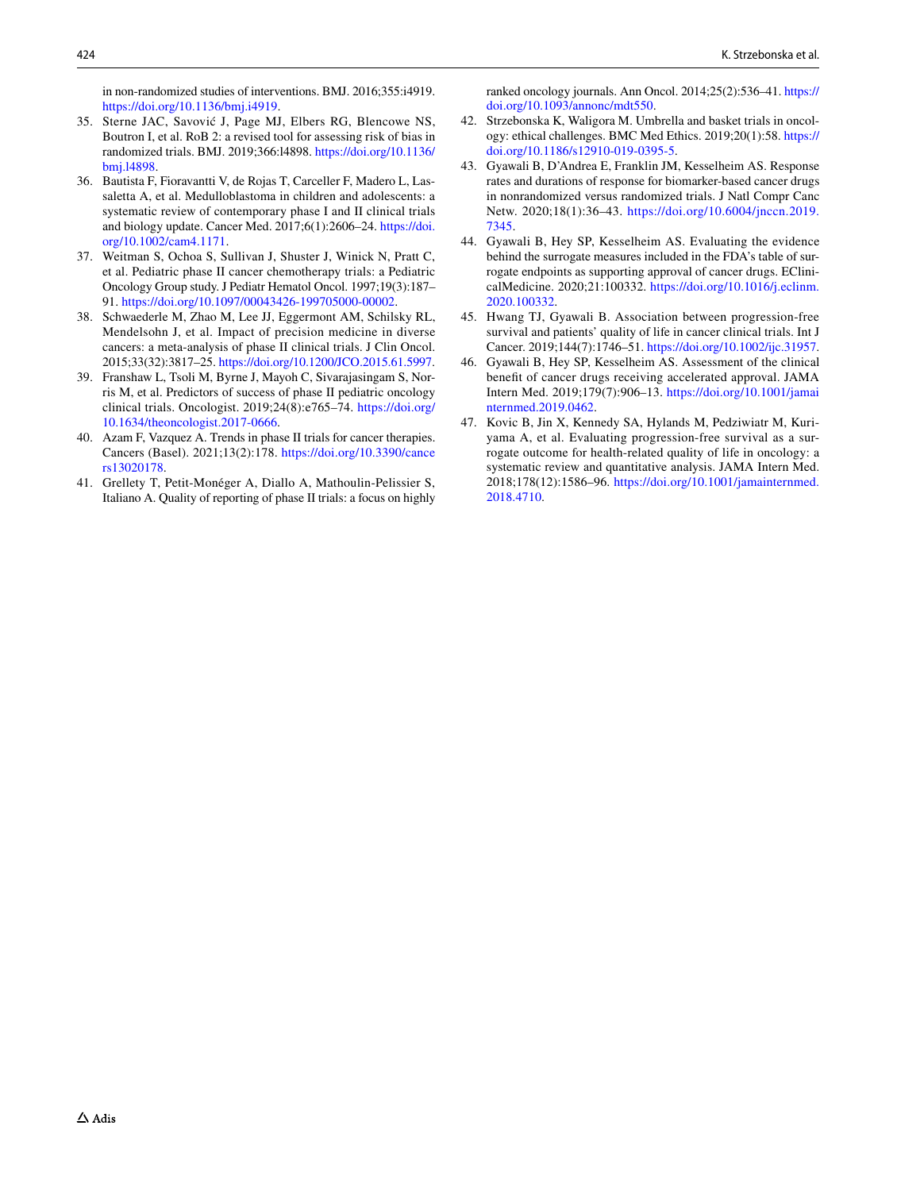in non-randomized studies of interventions. BMJ. 2016;355:i4919. https://doi.org/10.1136/bmj.i4919.

35. Sterne JAC, Savović J, Page MJ, Elbers RG, Blencowe NS, Boutron I, et al. RoB 2: a revised tool for assessing risk of bias in randomized trials. BMJ. 2019;366:l4898. https://doi.org/10.1136/bmj.l4898.
36. Bautista F, Fioravantti V, de Rojas T, Carceller F, Madero L, Lassaletta A, et al. Medulloblastoma in children and adolescents: a systematic review of contemporary phase I and II clinical trials and biology update. Cancer Med. 2017;6(1):2606–24. https://doi.org/10.1002/cam4.1171.
37. Weitman S, Ochoa S, Sullivan J, Shuster J, Winick N, Pratt C, et al. Pediatric phase II cancer chemotherapy trials: a Pediatric Oncology Group study. J Pediatr Hematol Oncol. 1997;19(3):187–91. https://doi.org/10.1097/00043426-199705000-00002.
38. Schwaederle M, Zhao M, Lee JJ, Eggermont AM, Schilsky RL, Mendelsohn J, et al. Impact of precision medicine in diverse cancers: a meta-analysis of phase II clinical trials. J Clin Oncol. 2015;33(32):3817–25. https://doi.org/10.1200/JCO.2015.61.5997.
39. Franshaw L, Tsoli M, Byrne J, Mayoh C, Sivarajasingam S, Norris M, et al. Predictors of success of phase II pediatric oncology clinical trials. Oncologist. 2019;24(8):e765–74. https://doi.org/10.1634/theoncologist.2017-0666.
40. Azam F, Vazquez A. Trends in phase II trials for cancer therapies. Cancers (Basel). 2021;13(2):178. https://doi.org/10.3390/cancers13020178.
41. Grellety T, Petit-Monéger A, Diallo A, Mathoulin-Pelissier S, Italiano A. Quality of reporting of phase II trials: a focus on highly ranked oncology journals. Ann Oncol. 2014;25(2):536–41. https://doi.org/10.1093/annonc/mdt550.
42. Strzebonska K, Waligora M. Umbrella and basket trials in oncology: ethical challenges. BMC Med Ethics. 2019;20(1):58. https://doi.org/10.1186/s12910-019-0395-5.
43. Gyawali B, D'Andrea E, Franklin JM, Kesselheim AS. Response rates and durations of response for biomarker-based cancer drugs in nonrandomized versus randomized trials. J Natl Compr Canc Netw. 2020;18(1):36–43. https://doi.org/10.6004/jnccn.2019.7345.
44. Gyawali B, Hey SP, Kesselheim AS. Evaluating the evidence behind the surrogate measures included in the FDA's table of surrogate endpoints as supporting approval of cancer drugs. EClinicalMedicine. 2020;21:100332. https://doi.org/10.1016/j.eclinm.2020.100332.
45. Hwang TJ, Gyawali B. Association between progression-free survival and patients' quality of life in cancer clinical trials. Int J Cancer. 2019;144(7):1746–51. https://doi.org/10.1002/ijc.31957.
46. Gyawali B, Hey SP, Kesselheim AS. Assessment of the clinical benefit of cancer drugs receiving accelerated approval. JAMA Intern Med. 2019;179(7):906–13. https://doi.org/10.1001/jamainternmed.2019.0462.
47. Kovic B, Jin X, Kennedy SA, Hylands M, Pedziwiatr M, Kuriyama A, et al. Evaluating progression-free survival as a surrogate outcome for health-related quality of life in oncology: a systematic review and quantitative analysis. JAMA Intern Med. 2018;178(12):1586–96. https://doi.org/10.1001/jamainternmed.2018.4710.